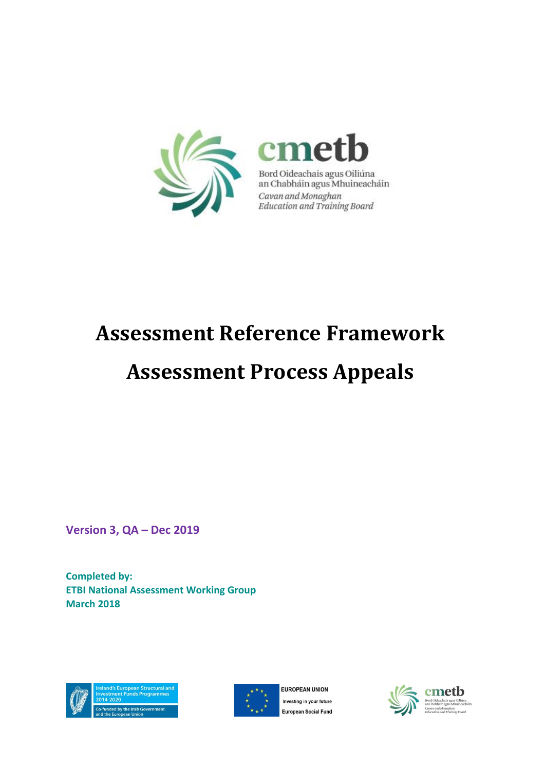cmetb

Bord Oideachais agus Oiliúna an Chabháin agus Mhuineacháin

*Cavan and Monaghan Education and Training Board*

# Assessment Reference Framework

# Assessment Process Appeals

**Version 3, QA – Dec 2019**

**Completed by:**
**ETBI National Assessment Working Group**
**March 2018**

Ireland's European Structural and Investment Funds Programmes 2014-2020

Co-funded by the Irish Government and the European Union

EUROPEAN UNION

Investing in your future

European Social Fund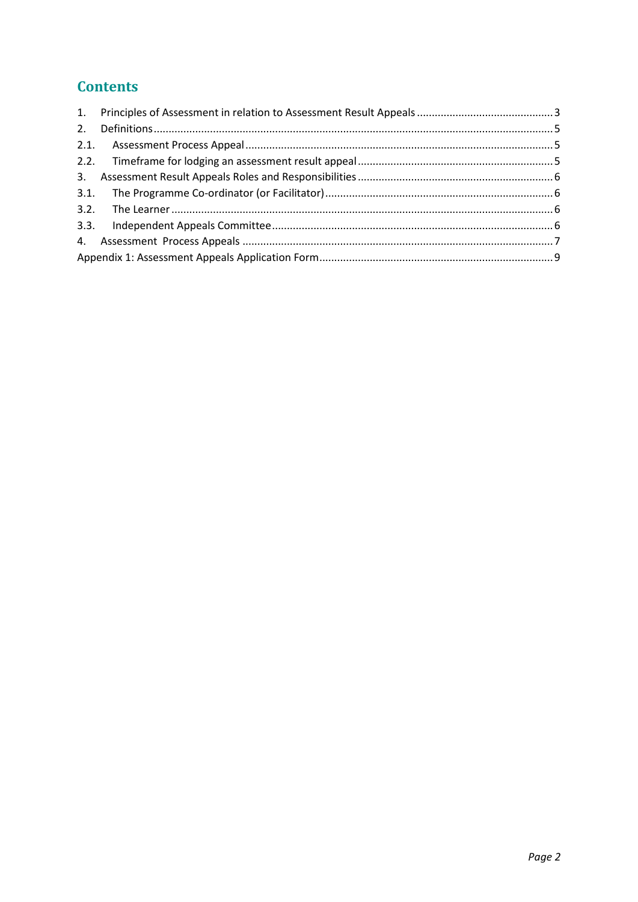## Contents

1. Principles of Assessment in relation to Assessment Result Appeals .......... 3
2. Definitions .......... 5
   - 2.1. Assessment Process Appeal .......... 5
   - 2.2. Timeframe for lodging an assessment result appeal .......... 5
3. Assessment Result Appeals Roles and Responsibilities .......... 6
   - 3.1. The Programme Co-ordinator (or Facilitator) .......... 6
   - 3.2. The Learner .......... 6
   - 3.3. Independent Appeals Committee .......... 6
4. Assessment Process Appeals .......... 7

Appendix 1: Assessment Appeals Application Form .......... 9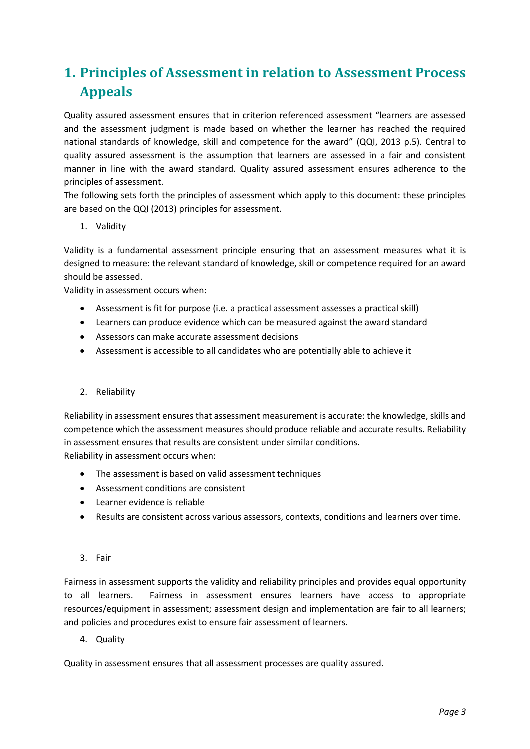# 1. Principles of Assessment in relation to Assessment Process Appeals

Quality assured assessment ensures that in criterion referenced assessment "learners are assessed and the assessment judgment is made based on whether the learner has reached the required national standards of knowledge, skill and competence for the award" (QQI, 2013 p.5). Central to quality assured assessment is the assumption that learners are assessed in a fair and consistent manner in line with the award standard. Quality assured assessment ensures adherence to the principles of assessment.

The following sets forth the principles of assessment which apply to this document: these principles are based on the QQI (2013) principles for assessment.

1. Validity

Validity is a fundamental assessment principle ensuring that an assessment measures what it is designed to measure: the relevant standard of knowledge, skill or competence required for an award should be assessed.

Validity in assessment occurs when:

- Assessment is fit for purpose (i.e. a practical assessment assesses a practical skill)
- Learners can produce evidence which can be measured against the award standard
- Assessors can make accurate assessment decisions
- Assessment is accessible to all candidates who are potentially able to achieve it

2. Reliability

Reliability in assessment ensures that assessment measurement is accurate: the knowledge, skills and competence which the assessment measures should produce reliable and accurate results. Reliability in assessment ensures that results are consistent under similar conditions.

Reliability in assessment occurs when:

- The assessment is based on valid assessment techniques
- Assessment conditions are consistent
- Learner evidence is reliable
- Results are consistent across various assessors, contexts, conditions and learners over time.

3. Fair

Fairness in assessment supports the validity and reliability principles and provides equal opportunity to all learners. Fairness in assessment ensures learners have access to appropriate resources/equipment in assessment; assessment design and implementation are fair to all learners; and policies and procedures exist to ensure fair assessment of learners.

4. Quality

Quality in assessment ensures that all assessment processes are quality assured.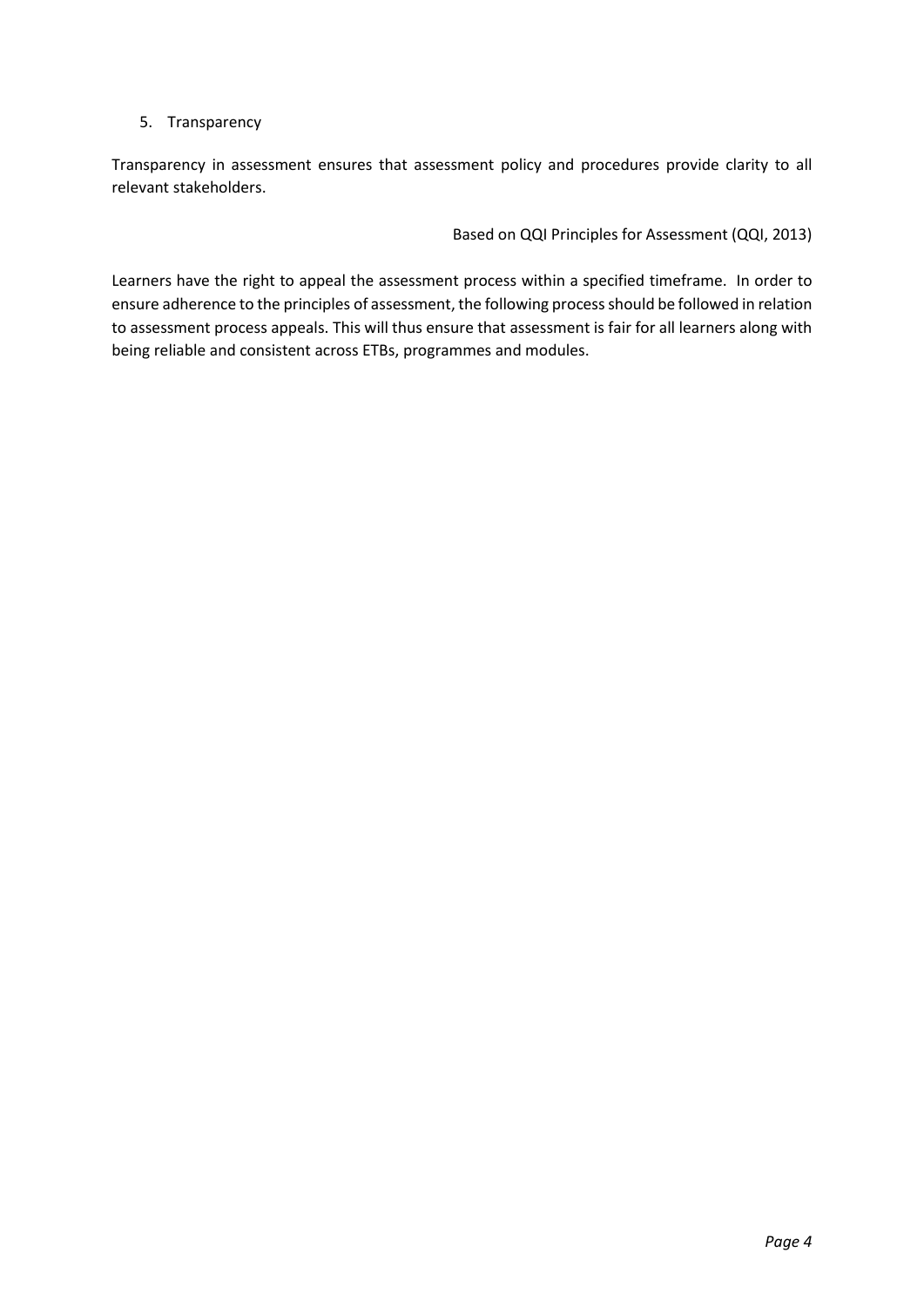5. Transparency

Transparency in assessment ensures that assessment policy and procedures provide clarity to all relevant stakeholders.

Based on QQI Principles for Assessment (QQI, 2013)

Learners have the right to appeal the assessment process within a specified timeframe. In order to ensure adherence to the principles of assessment, the following process should be followed in relation to assessment process appeals. This will thus ensure that assessment is fair for all learners along with being reliable and consistent across ETBs, programmes and modules.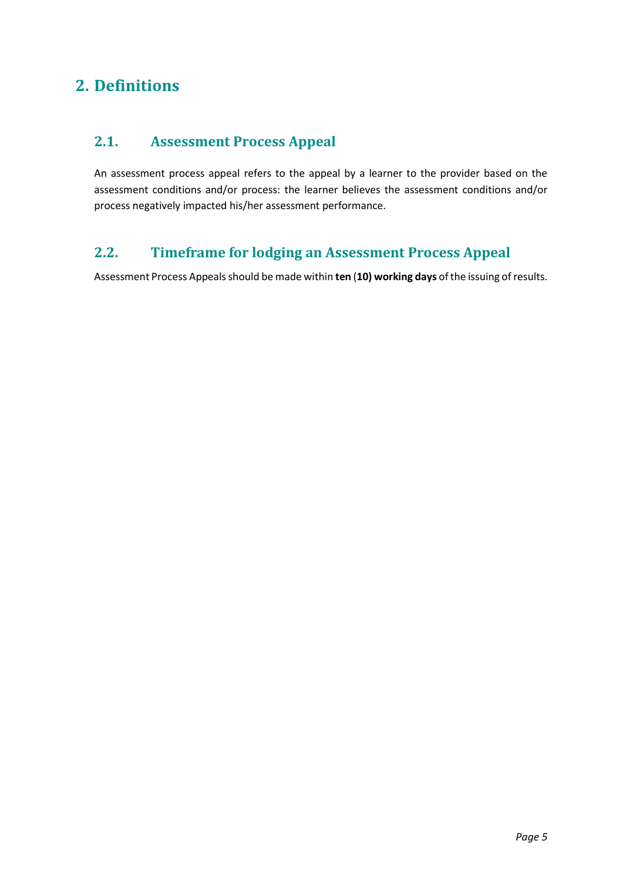# 2. Definitions

## 2.1. Assessment Process Appeal

An assessment process appeal refers to the appeal by a learner to the provider based on the assessment conditions and/or process: the learner believes the assessment conditions and/or process negatively impacted his/her assessment performance.

## 2.2. Timeframe for lodging an Assessment Process Appeal

Assessment Process Appeals should be made within **ten (10) working days** of the issuing of results.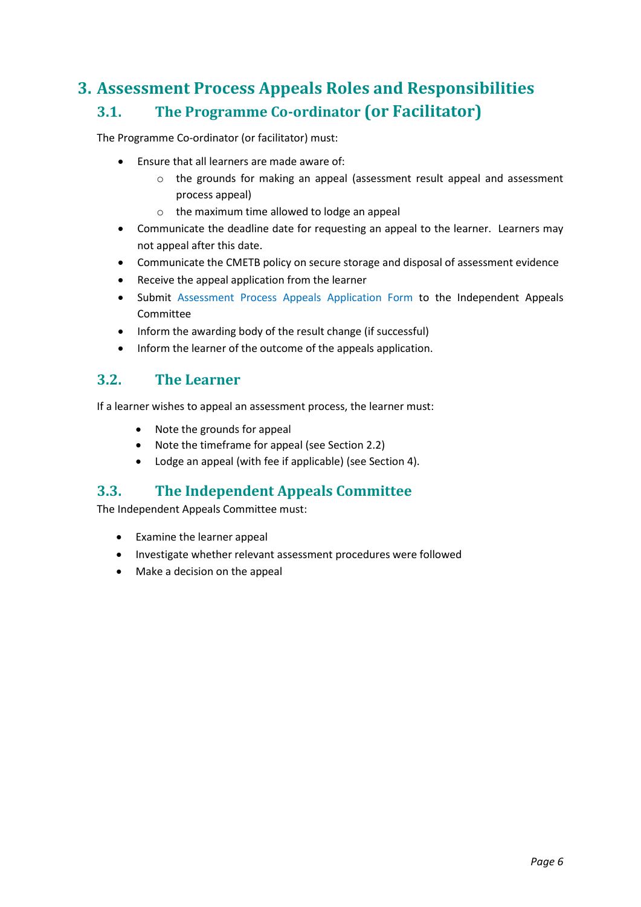# 3. Assessment Process Appeals Roles and Responsibilities

## 3.1. The Programme Co-ordinator (or Facilitator)

The Programme Co-ordinator (or facilitator) must:

- Ensure that all learners are made aware of:
  - the grounds for making an appeal (assessment result appeal and assessment process appeal)
  - the maximum time allowed to lodge an appeal
- Communicate the deadline date for requesting an appeal to the learner. Learners may not appeal after this date.
- Communicate the CMETB policy on secure storage and disposal of assessment evidence
- Receive the appeal application from the learner
- Submit Assessment Process Appeals Application Form to the Independent Appeals Committee
- Inform the awarding body of the result change (if successful)
- Inform the learner of the outcome of the appeals application.

## 3.2. The Learner

If a learner wishes to appeal an assessment process, the learner must:

- Note the grounds for appeal
- Note the timeframe for appeal (see Section 2.2)
- Lodge an appeal (with fee if applicable) (see Section 4).

## 3.3. The Independent Appeals Committee

The Independent Appeals Committee must:

- Examine the learner appeal
- Investigate whether relevant assessment procedures were followed
- Make a decision on the appeal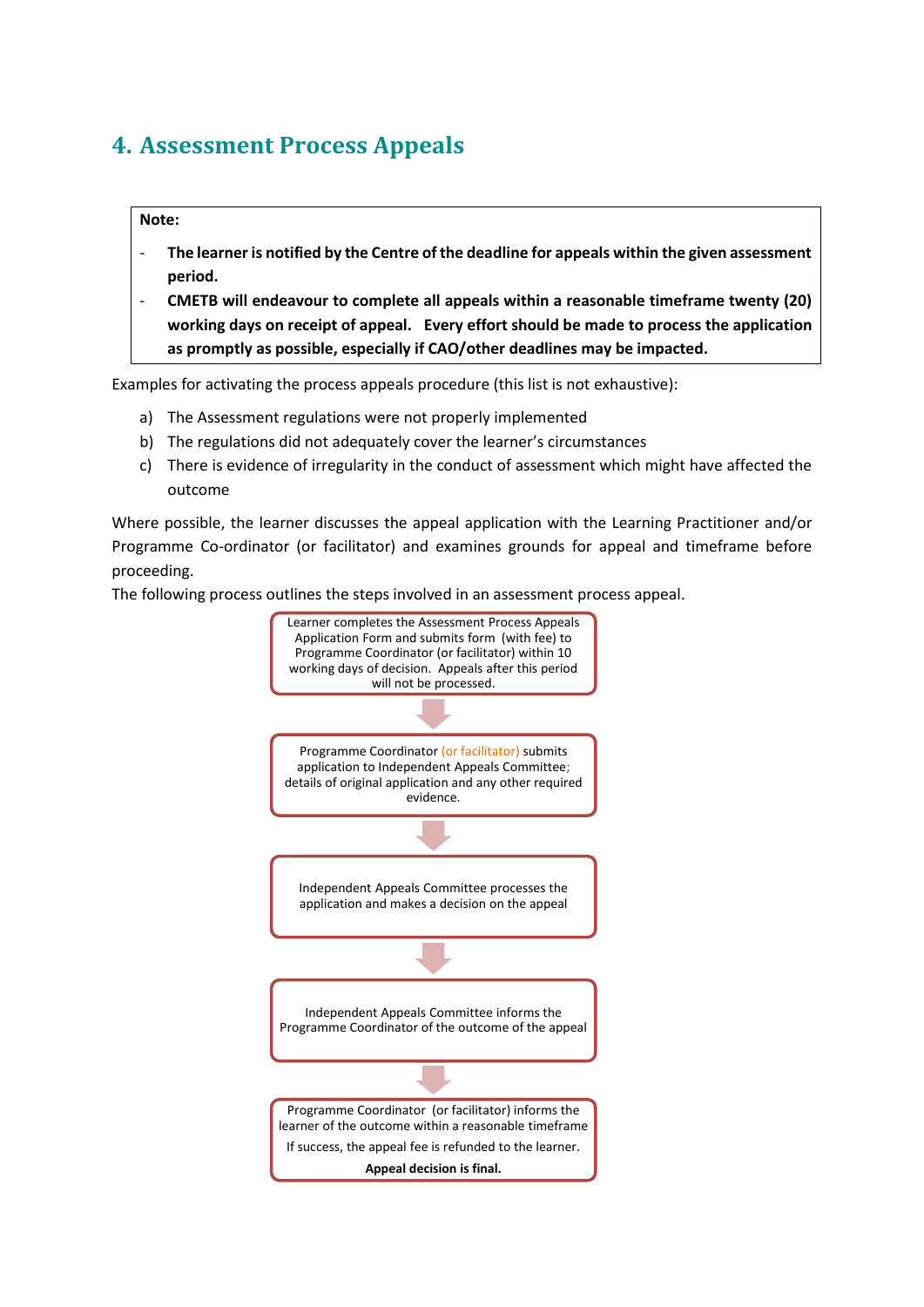## 4. Assessment Process Appeals

> **Note:**
>
> - **The learner is notified by the Centre of the deadline for appeals within the given assessment period.**
> - **CMETB will endeavour to complete all appeals within a reasonable timeframe twenty (20) working days on receipt of appeal. Every effort should be made to process the application as promptly as possible, especially if CAO/other deadlines may be impacted.**

Examples for activating the process appeals procedure (this list is not exhaustive):

a) The Assessment regulations were not properly implemented
b) The regulations did not adequately cover the learner's circumstances
c) There is evidence of irregularity in the conduct of assessment which might have affected the outcome

Where possible, the learner discusses the appeal application with the Learning Practitioner and/or Programme Co-ordinator (or facilitator) and examines grounds for appeal and timeframe before proceeding.

The following process outlines the steps involved in an assessment process appeal.

1. Learner completes the Assessment Process Appeals Application Form and submits form (with fee) to Programme Coordinator (or facilitator) within 10 working days of decision. Appeals after this period will not be processed.

↓

2. Programme Coordinator (or facilitator) submits application to Independent Appeals Committee; details of original application and any other required evidence.

↓

3. Independent Appeals Committee processes the application and makes a decision on the appeal

↓

4. Independent Appeals Committee informs the Programme Coordinator of the outcome of the appeal

↓

5. Programme Coordinator (or facilitator) informs the learner of the outcome within a reasonable timeframe

   If success, the appeal fee is refunded to the learner.

   **Appeal decision is final.**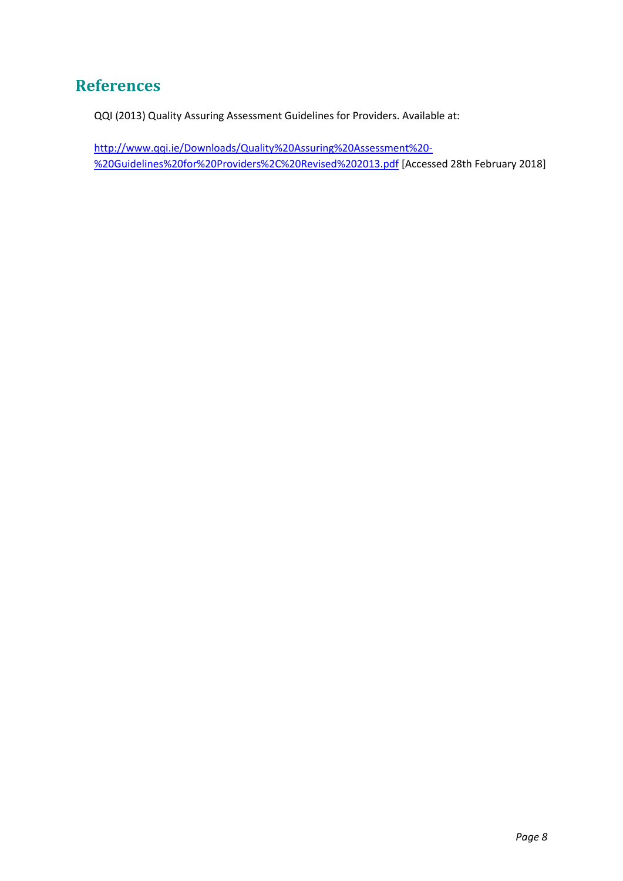## References

QQI (2013) Quality Assuring Assessment Guidelines for Providers. Available at:

[http://www.qqi.ie/Downloads/Quality%20Assuring%20Assessment%20-%20Guidelines%20for%20Providers%2C%20Revised%202013.pdf](http://www.qqi.ie/Downloads/Quality%20Assuring%20Assessment%20-%20Guidelines%20for%20Providers%2C%20Revised%202013.pdf) [Accessed 28th February 2018]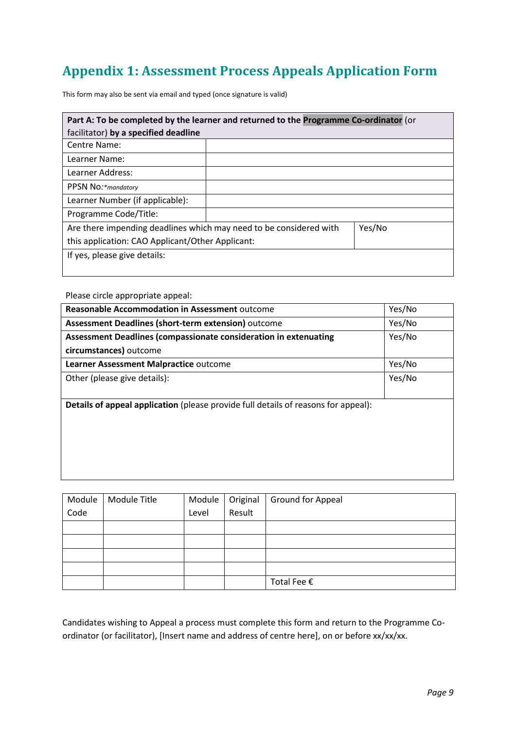## Appendix 1: Assessment Process Appeals Application Form

This form may also be sent via email and typed (once signature is valid)

| **Part A: To be completed by the learner and returned to the Programme Co-ordinator** (or facilitator) **by a specified deadline** | | |
|---|---|---|
| Centre Name: | | |
| Learner Name: | | |
| Learner Address: | | |
| PPSN No:*mandatory* | | |
| Learner Number (if applicable): | | |
| Programme Code/Title: | | |
| Are there impending deadlines which may need to be considered with this application: CAO Applicant/Other Applicant: | | Yes/No |
| If yes, please give details: | | |

Please circle appropriate appeal:

| | |
|---|---|
| **Reasonable Accommodation in Assessment** outcome | Yes/No |
| **Assessment Deadlines (short-term extension)** outcome | Yes/No |
| **Assessment Deadlines (compassionate consideration in extenuating circumstances)** outcome | Yes/No |
| **Learner Assessment Malpractice** outcome | Yes/No |
| Other (please give details): | Yes/No |
| **Details of appeal application** (please provide full details of reasons for appeal): | |

| Module Code | Module Title | Module Level | Original Result | Ground for Appeal |
|---|---|---|---|---|
| | | | | |
| | | | | |
| | | | | |
| | | | | |
| | | | | Total Fee € |

Candidates wishing to Appeal a process must complete this form and return to the Programme Co-ordinator (or facilitator), [Insert name and address of centre here], on or before xx/xx/xx.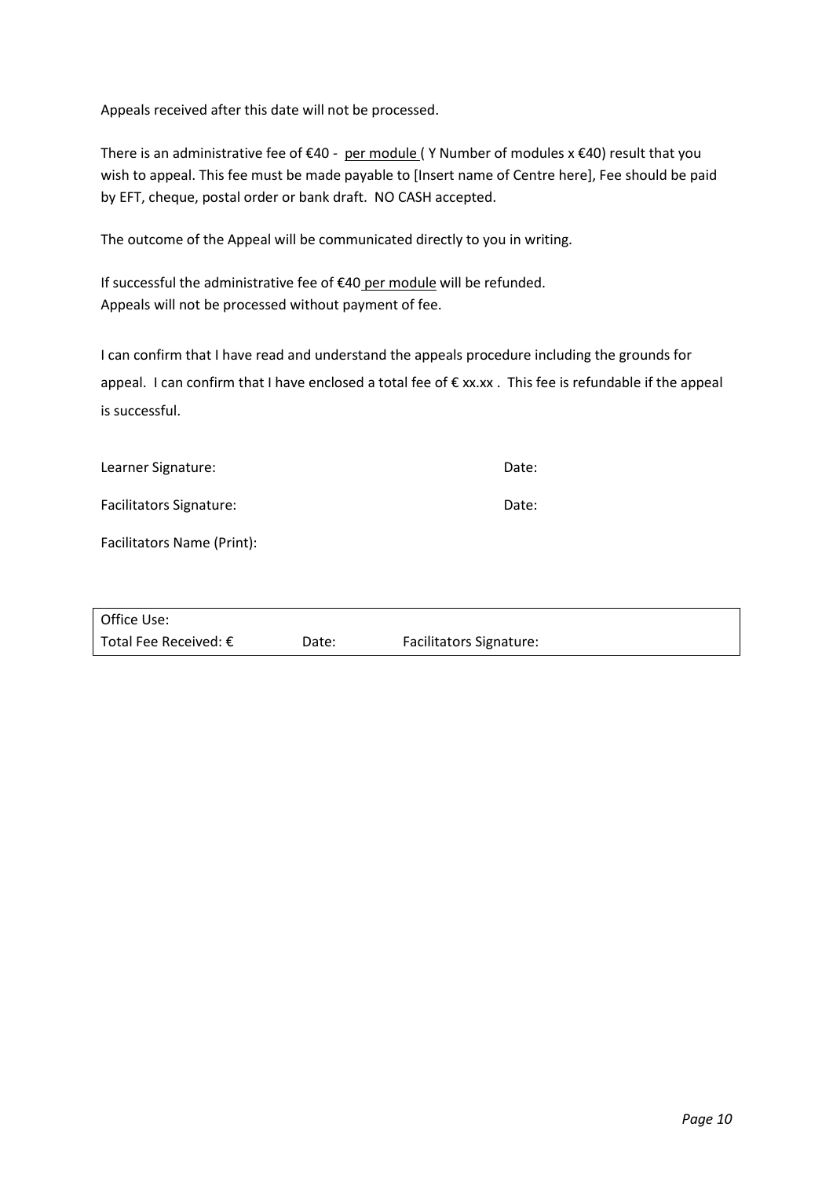Appeals received after this date will not be processed.

There is an administrative fee of €40 - per module ( Y Number of modules x €40) result that you wish to appeal. This fee must be made payable to [Insert name of Centre here], Fee should be paid by EFT, cheque, postal order or bank draft. NO CASH accepted.

The outcome of the Appeal will be communicated directly to you in writing.

If successful the administrative fee of €40 per module will be refunded.
Appeals will not be processed without payment of fee.

I can confirm that I have read and understand the appeals procedure including the grounds for appeal. I can confirm that I have enclosed a total fee of € xx.xx . This fee is refundable if the appeal is successful.

Learner Signature: Date:

Facilitators Signature: Date:

Facilitators Name (Print):

| Office Use: | | |
|---|---|---|
| Total Fee Received: € | Date: | Facilitators Signature: |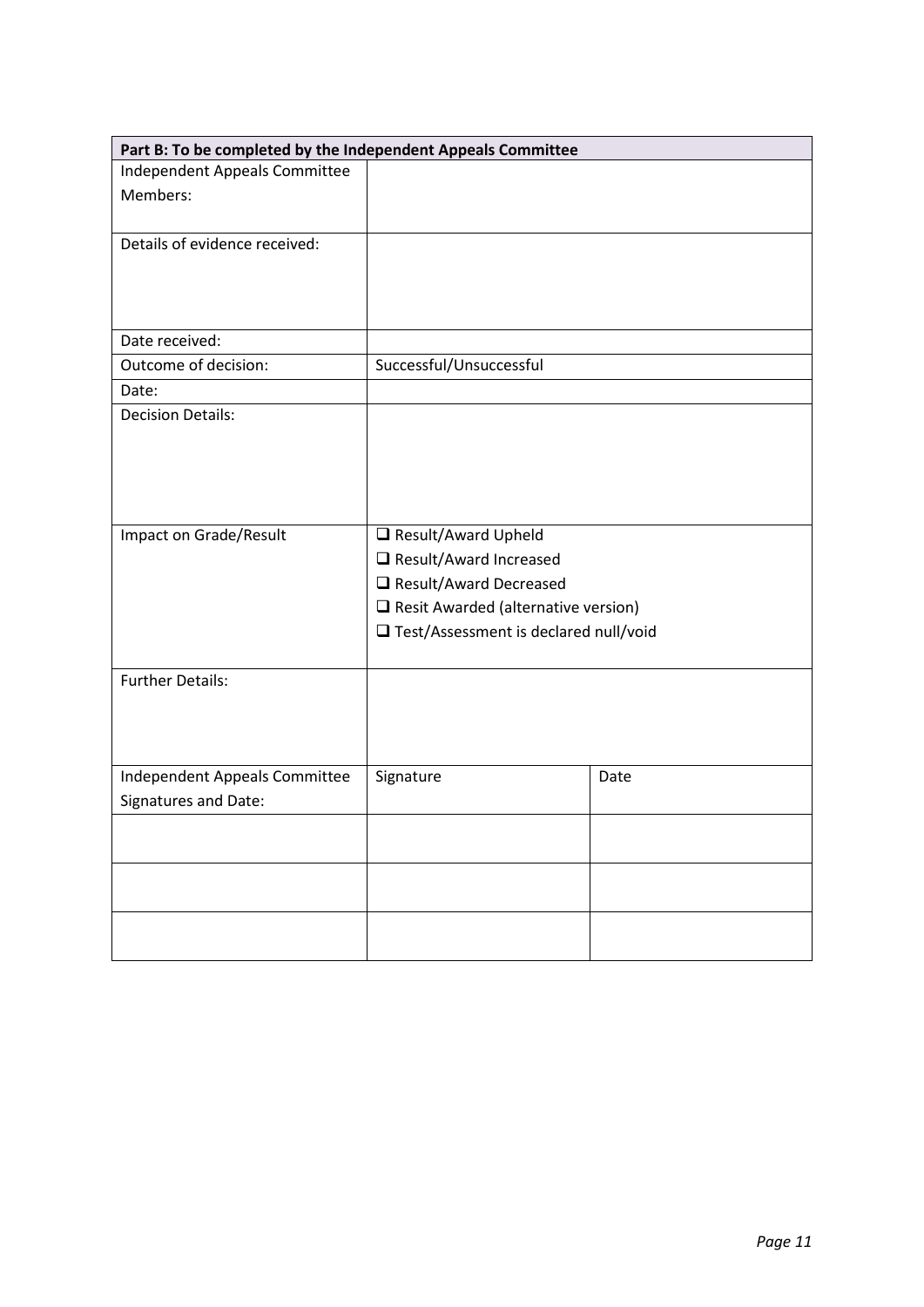| Part B: To be completed by the Independent Appeals Committee | | |
|---|---|---|
| Independent Appeals Committee Members: | | |
| Details of evidence received: | | |
| Date received: | | |
| Outcome of decision: | Successful/Unsuccessful | |
| Date: | | |
| Decision Details: | | |
| Impact on Grade/Result | ❑ Result/Award Upheld<br>❑ Result/Award Increased<br>❑ Result/Award Decreased<br>❑ Resit Awarded (alternative version)<br>❑ Test/Assessment is declared null/void | |
| Further Details: | | |
| Independent Appeals Committee Signatures and Date: | Signature | Date |
| | | |
| | | |
| | | |